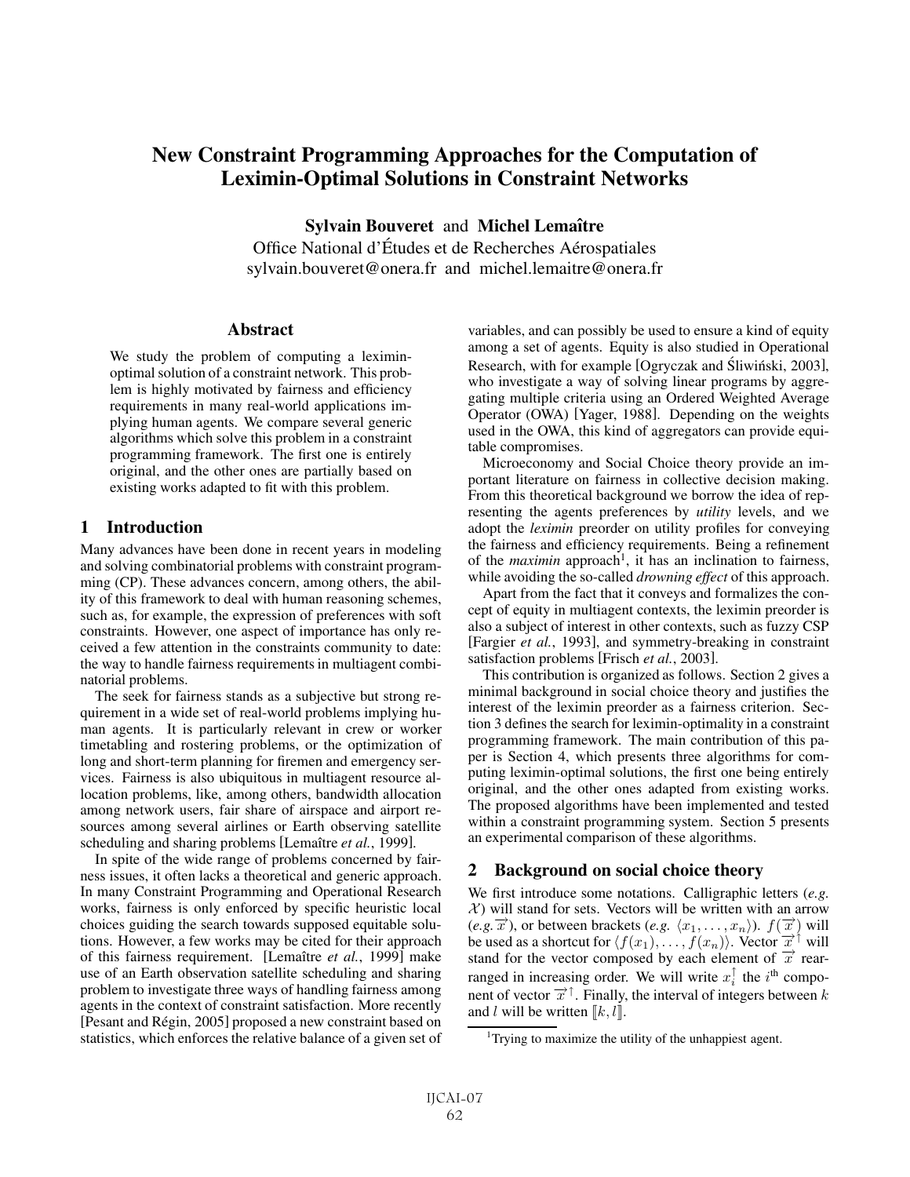# New Constraint Programming Approaches for the Computation of Leximin-Optimal Solutions in Constraint Networks

**Sylvain Bouveret** and **Michel Lemaître**
Office National d'Études et de Recherches Aérospatiales
sylvain.bouveret@onera.fr and michel.lemaitre@onera.fr

## Abstract

We study the problem of computing a leximin-optimal solution of a constraint network. This problem is highly motivated by fairness and efficiency requirements in many real-world applications implying human agents. We compare several generic algorithms which solve this problem in a constraint programming framework. The first one is entirely original, and the other ones are partially based on existing works adapted to fit with this problem.

## 1 Introduction

Many advances have been done in recent years in modeling and solving combinatorial problems with constraint programming (CP). These advances concern, among others, the ability of this framework to deal with human reasoning schemes, such as, for example, the expression of preferences with soft constraints. However, one aspect of importance has only received a few attention in the constraints community to date: the way to handle fairness requirements in multiagent combinatorial problems.

The seek for fairness stands as a subjective but strong requirement in a wide set of real-world problems implying human agents. It is particularly relevant in crew or worker timetabling and rostering problems, or the optimization of long and short-term planning for firemen and emergency services. Fairness is also ubiquitous in multiagent resource allocation problems, like, among others, bandwidth allocation among network users, fair share of airspace and airport resources among several airlines or Earth observing satellite scheduling and sharing problems [Lemaître *et al.*, 1999].

In spite of the wide range of problems concerned by fairness issues, it often lacks a theoretical and generic approach. In many Constraint Programming and Operational Research works, fairness is only enforced by specific heuristic local choices guiding the search towards supposed equitable solutions. However, a few works may be cited for their approach of this fairness requirement. [Lemaître *et al.*, 1999] make use of an Earth observation satellite scheduling and sharing problem to investigate three ways of handling fairness among agents in the context of constraint satisfaction. More recently [Pesant and Régin, 2005] proposed a new constraint based on statistics, which enforces the relative balance of a given set of variables, and can possibly be used to ensure a kind of equity among a set of agents. Equity is also studied in Operational Research, with for example [Ogryczak and Śliwiński, 2003], who investigate a way of solving linear programs by aggregating multiple criteria using an Ordered Weighted Average Operator (OWA) [Yager, 1988]. Depending on the weights used in the OWA, this kind of aggregators can provide equitable compromises.

Microeconomy and Social Choice theory provide an important literature on fairness in collective decision making. From this theoretical background we borrow the idea of representing the agents preferences by *utility* levels, and we adopt the *leximin* preorder on utility profiles for conveying the fairness and efficiency requirements. Being a refinement of the *maximin* approach[1], it has an inclination to fairness, while avoiding the so-called *drowning effect* of this approach.

Apart from the fact that it conveys and formalizes the concept of equity in multiagent contexts, the leximin preorder is also a subject of interest in other contexts, such as fuzzy CSP [Fargier *et al.*, 1993], and symmetry-breaking in constraint satisfaction problems [Frisch *et al.*, 2003].

This contribution is organized as follows. Section 2 gives a minimal background in social choice theory and justifies the interest of the leximin preorder as a fairness criterion. Section 3 defines the search for leximin-optimality in a constraint programming framework. The main contribution of this paper is Section 4, which presents three algorithms for computing leximin-optimal solutions, the first one being entirely original, and the other ones adapted from existing works. The proposed algorithms have been implemented and tested within a constraint programming system. Section 5 presents an experimental comparison of these algorithms.

## 2 Background on social choice theory

We first introduce some notations. Calligraphic letters (*e.g.* $\mathcal{X}$) will stand for sets. Vectors will be written with an arrow (*e.g.* $\overrightarrow{x}$), or between brackets (*e.g.* $\langle x_1, \ldots, x_n \rangle$). $f(\overrightarrow{x})$ will be used as a shortcut for $\langle f(x_1), \ldots, f(x_n) \rangle$. Vector $\overrightarrow{x}^{\uparrow}$ will stand for the vector composed by each element of $\overrightarrow{x}$ rearranged in increasing order. We will write $x_i^{\uparrow}$ the $i^{\text{th}}$ component of vector $\overrightarrow{x}^{\uparrow}$. Finally, the interval of integers between $k$ and $l$ will be written $[\![k, l]\!]$.

[1] Trying to maximize the utility of the unhappiest agent.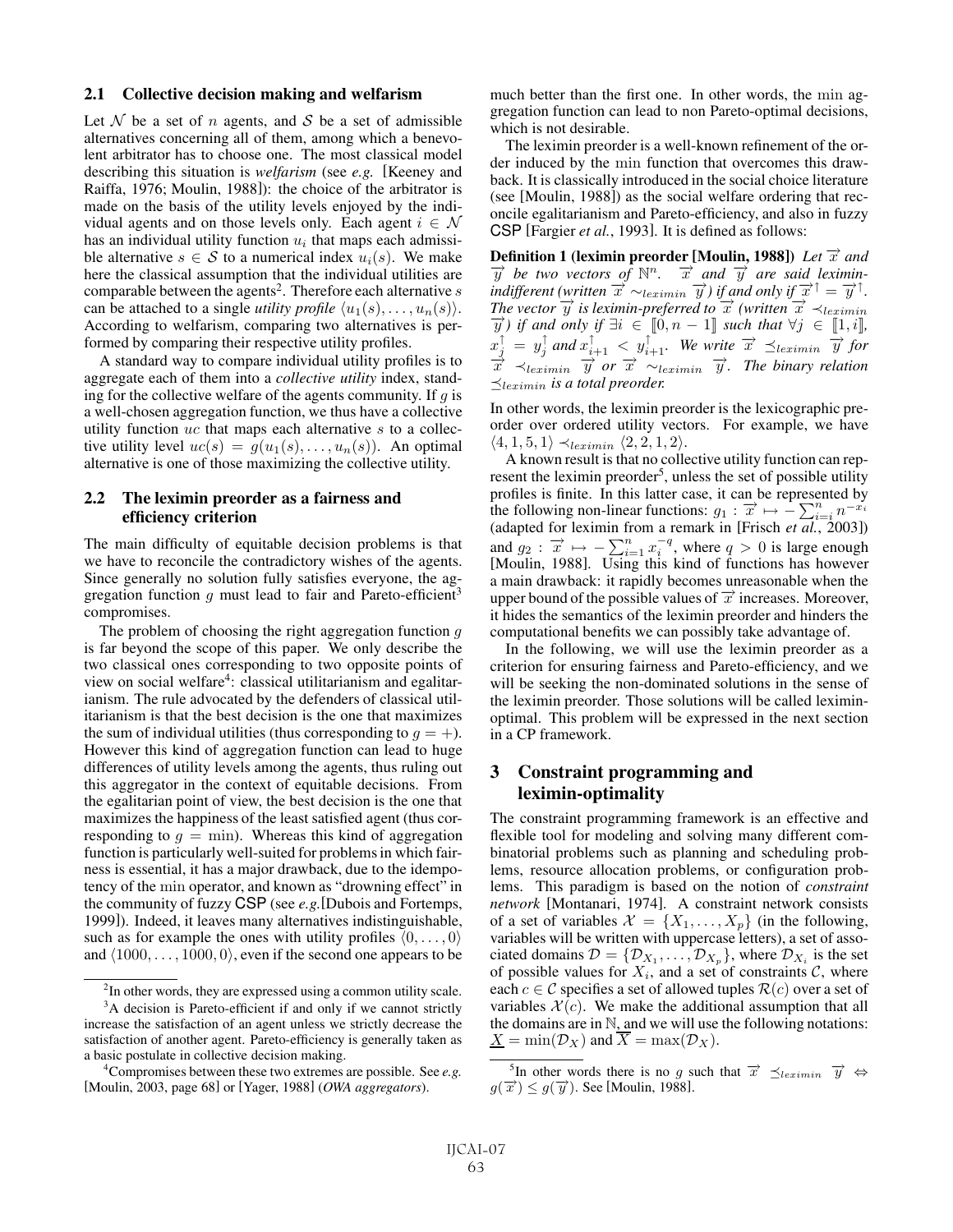## 2.1 Collective decision making and welfarism

Let $\mathcal{N}$ be a set of $n$ agents, and $\mathcal{S}$ be a set of admissible alternatives concerning all of them, among which a benevolent arbitrator has to choose one. The most classical model describing this situation is *welfarism* (see *e.g.* [Keeney and Raiffa, 1976; Moulin, 1988]): the choice of the arbitrator is made on the basis of the utility levels enjoyed by the individual agents and on those levels only. Each agent $i \in \mathcal{N}$ has an individual utility function $u_i$ that maps each admissible alternative $s \in \mathcal{S}$ to a numerical index $u_i(s)$. We make here the classical assumption that the individual utilities are comparable between the agents[2]. Therefore each alternative $s$ can be attached to a single *utility profile* $\langle u_1(s), \ldots, u_n(s) \rangle$. According to welfarism, comparing two alternatives is performed by comparing their respective utility profiles.

A standard way to compare individual utility profiles is to aggregate each of them into a *collective utility* index, standing for the collective welfare of the agents community. If $g$ is a well-chosen aggregation function, we thus have a collective utility function $uc$ that maps each alternative $s$ to a collective utility level $uc(s) = g(u_1(s), \ldots, u_n(s))$. An optimal alternative is one of those maximizing the collective utility.

## 2.2 The leximin preorder as a fairness and efficiency criterion

The main difficulty of equitable decision problems is that we have to reconcile the contradictory wishes of the agents. Since generally no solution fully satisfies everyone, the aggregation function $g$ must lead to fair and Pareto-efficient[3] compromises.

The problem of choosing the right aggregation function $g$ is far beyond the scope of this paper. We only describe the two classical ones corresponding to two opposite points of view on social welfare[4]: classical utilitarianism and egalitarianism. The rule advocated by the defenders of classical utilitarianism is that the best decision is the one that maximizes the sum of individual utilities (thus corresponding to $g = +$). However this kind of aggregation function can lead to huge differences of utility levels among the agents, thus ruling out this aggregator in the context of equitable decisions. From the egalitarian point of view, the best decision is the one that maximizes the happiness of the least satisfied agent (thus corresponding to $g = \min$). Whereas this kind of aggregation function is particularly well-suited for problems in which fairness is essential, it has a major drawback, due to the idempotency of the $\min$ operator, and known as "drowning effect" in the community of fuzzy CSP (see *e.g.*[Dubois and Fortemps, 1999]). Indeed, it leaves many alternatives indistinguishable, such as for example the ones with utility profiles $\langle 0, \ldots, 0 \rangle$ and $\langle 1000, \ldots, 1000, 0 \rangle$, even if the second one appears to be much better than the first one. In other words, the $\min$ aggregation function can lead to non Pareto-optimal decisions, which is not desirable.

The leximin preorder is a well-known refinement of the order induced by the $\min$ function that overcomes this drawback. It is classically introduced in the social choice literature (see [Moulin, 1988]) as the social welfare ordering that reconcile egalitarianism and Pareto-efficiency, and also in fuzzy CSP [Fargier *et al.*, 1993]. It is defined as follows:

**Definition 1 (leximin preorder [Moulin, 1988])** *Let $\overrightarrow{x}$ and $\overrightarrow{y}$ be two vectors of $\mathbb{N}^n$. $\overrightarrow{x}$ and $\overrightarrow{y}$ are said leximin-indifferent (written $\overrightarrow{x} \sim_{leximin} \overrightarrow{y}$) if and only if $\overrightarrow{x}^{\uparrow} = \overrightarrow{y}^{\uparrow}$. The vector $\overrightarrow{y}$ is leximin-preferred to $\overrightarrow{x}$ (written $\overrightarrow{x} \prec_{leximin} \overrightarrow{y}$) if and only if $\exists i \in [\![0, n-1]\!]$ such that $\forall j \in [\![1, i]\!]$, $x^{\uparrow}_j = y^{\uparrow}_j$ and $x^{\uparrow}_{i+1} < y^{\uparrow}_{i+1}$. We write $\overrightarrow{x} \preceq_{leximin} \overrightarrow{y}$ for $\overrightarrow{x} \prec_{leximin} \overrightarrow{y}$ or $\overrightarrow{x} \sim_{leximin} \overrightarrow{y}$. The binary relation $\preceq_{leximin}$ is a total preorder.*

In other words, the leximin preorder is the lexicographic preorder over ordered utility vectors. For example, we have $\langle 4, 1, 5, 1 \rangle \prec_{leximin} \langle 2, 2, 1, 2 \rangle$.

A known result is that no collective utility function can represent the leximin preorder[5], unless the set of possible utility profiles is finite. In this latter case, it can be represented by the following non-linear functions: $g_1 : \overrightarrow{x} \mapsto -\sum_{i=i}^{n} n^{-x_i}$ (adapted for leximin from a remark in [Frisch *et al.*, 2003]) and $g_2 : \overrightarrow{x} \mapsto -\sum_{i=1}^{n} x_i^{-q}$, where $q > 0$ is large enough [Moulin, 1988]. Using this kind of functions has however a main drawback: it rapidly becomes unreasonable when the upper bound of the possible values of $\overrightarrow{x}$ increases. Moreover, it hides the semantics of the leximin preorder and hinders the computational benefits we can possibly take advantage of.

In the following, we will use the leximin preorder as a criterion for ensuring fairness and Pareto-efficiency, and we will be seeking the non-dominated solutions in the sense of the leximin preorder. Those solutions will be called leximin-optimal. This problem will be expressed in the next section in a CP framework.

# 3 Constraint programming and leximin-optimality

The constraint programming framework is an effective and flexible tool for modeling and solving many different combinatorial problems such as planning and scheduling problems, resource allocation problems, or configuration problems. This paradigm is based on the notion of *constraint network* [Montanari, 1974]. A constraint network consists of a set of variables $\mathcal{X} = \{X_1, \ldots, X_p\}$ (in the following, variables will be written with uppercase letters), a set of associated domains $\mathcal{D} = \{\mathcal{D}_{X_1}, \ldots, \mathcal{D}_{X_p}\}$, where $\mathcal{D}_{X_i}$ is the set of possible values for $X_i$, and a set of constraints $\mathcal{C}$, where each $c \in \mathcal{C}$ specifies a set of allowed tuples $\mathcal{R}(c)$ over a set of variables $\mathcal{X}(c)$. We make the additional assumption that all the domains are in $\mathbb{N}$, and we will use the following notations: $\underline{X} = \min(\mathcal{D}_X)$ and $\overline{X} = \max(\mathcal{D}_X)$.

---

[2] In other words, they are expressed using a common utility scale.

[3] A decision is Pareto-efficient if and only if we cannot strictly increase the satisfaction of an agent unless we strictly decrease the satisfaction of another agent. Pareto-efficiency is generally taken as a basic postulate in collective decision making.

[4] Compromises between these two extremes are possible. See *e.g.* [Moulin, 2003, page 68] or [Yager, 1988] (*OWA aggregators*).

[5] In other words there is no $g$ such that $\overrightarrow{x} \preceq_{leximin} \overrightarrow{y} \Leftrightarrow g(\overrightarrow{x}) \leq g(\overrightarrow{y})$. See [Moulin, 1988].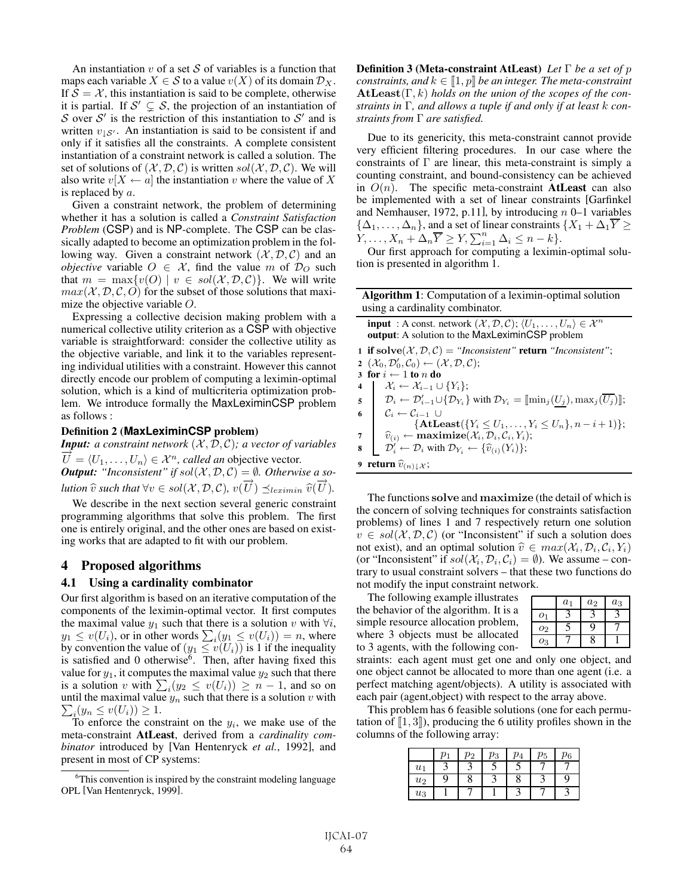An instantiation $v$ of a set $\mathcal{S}$ of variables is a function that maps each variable $X \in \mathcal{S}$ to a value $v(X)$ of its domain $\mathcal{D}_X$. If $\mathcal{S} = \mathcal{X}$, this instantiation is said to be complete, otherwise it is partial. If $\mathcal{S}' \subsetneq \mathcal{S}$, the projection of an instantiation of $\mathcal{S}$ over $\mathcal{S}'$ is the restriction of this instantiation to $\mathcal{S}'$ and is written $v_{\downarrow \mathcal{S}'}$. An instantiation is said to be consistent if and only if it satisfies all the constraints. A complete consistent instantiation of a constraint network is called a solution. The set of solutions of $(\mathcal{X}, \mathcal{D}, \mathcal{C})$ is written $sol(\mathcal{X}, \mathcal{D}, \mathcal{C})$. We will also write $v[X \leftarrow a]$ the instantiation $v$ where the value of $X$ is replaced by $a$.

Given a constraint network, the problem of determining whether it has a solution is called a *Constraint Satisfaction Problem* (CSP) and is NP-complete. The CSP can be classically adapted to become an optimization problem in the following way. Given a constraint network $(\mathcal{X}, \mathcal{D}, \mathcal{C})$ and an *objective* variable $O \in \mathcal{X}$, find the value $m$ of $\mathcal{D}_O$ such that $m = \max\{v(O) \mid v \in sol(\mathcal{X}, \mathcal{D}, \mathcal{C})\}$. We will write $max(\mathcal{X}, \mathcal{D}, \mathcal{C}, O)$ for the subset of those solutions that maximize the objective variable $O$.

Expressing a collective decision making problem with a numerical collective utility criterion as a CSP with objective variable is straightforward: consider the collective utility as the objective variable, and link it to the variables representing individual utilities with a constraint. However this cannot directly encode our problem of computing a leximin-optimal solution, which is a kind of multicriteria optimization problem. We introduce formally the MaxLeximinCSP problem as follows :

**Definition 2 (MaxLeximinCSP problem)**
***Input:*** *a constraint network $(\mathcal{X}, \mathcal{D}, \mathcal{C})$; a vector of variables $\overrightarrow{U} = \langle U_1, \dots, U_n \rangle \in \mathcal{X}^n$, called an* objective vector.
***Output:*** *"Inconsistent" if $sol(\mathcal{X}, \mathcal{D}, \mathcal{C}) = \emptyset$. Otherwise a solution $\widehat{v}$ such that $\forall v \in sol(\mathcal{X}, \mathcal{D}, \mathcal{C})$, $v(\overrightarrow{U}) \preceq_{leximin} \widehat{v}(\overrightarrow{U})$.*

We describe in the next section several generic constraint programming algorithms that solve this problem. The first one is entirely original, and the other ones are based on existing works that are adapted to fit with our problem.

## 4 Proposed algorithms

### 4.1 Using a cardinality combinator

Our first algorithm is based on an iterative computation of the components of the leximin-optimal vector. It first computes the maximal value $y_1$ such that there is a solution $v$ with $\forall i$, $y_1 \leq v(U_i)$, or in other words $\sum_i (y_1 \leq v(U_i)) = n$, where by convention the value of $(y_1 \leq v(U_i))$ is 1 if the inequality is satisfied and 0 otherwise[6]. Then, after having fixed this value for $y_1$, it computes the maximal value $y_2$ such that there is a solution $v$ with $\sum_i (y_2 \leq v(U_i)) \geq n - 1$, and so on until the maximal value $y_n$ such that there is a solution $v$ with $\sum_i (y_n \leq v(U_i)) \geq 1$.

To enforce the constraint on the $y_i$, we make use of the meta-constraint **AtLeast**, derived from a *cardinality combinator* introduced by [Van Hentenryck *et al.*, 1992], and present in most of CP systems:

[6] This convention is inspired by the constraint modeling language OPL [Van Hentenryck, 1999].

**Definition 3 (Meta-constraint AtLeast)** *Let $\Gamma$ be a set of $p$ constraints, and $k \in [\![1, p]\!]$ be an integer. The meta-constraint* $\mathbf{AtLeast}(\Gamma, k)$ *holds on the union of the scopes of the constraints in $\Gamma$, and allows a tuple if and only if at least $k$ constraints from $\Gamma$ are satisfied.*

Due to its genericity, this meta-constraint cannot provide very efficient filtering procedures. In our case where the constraints of $\Gamma$ are linear, this meta-constraint is simply a counting constraint, and bound-consistency can be achieved in $O(n)$. The specific meta-constraint **AtLeast** can also be implemented with a set of linear constraints [Garfinkel and Nemhauser, 1972, p.11], by introducing $n$ 0–1 variables $\{\Delta_1, \dots, \Delta_n\}$, and a set of linear constraints $\{X_1 + \Delta_1 \overline{Y} \geq Y, \dots, X_n + \Delta_n \overline{Y} \geq Y, \sum_{i=1}^n \Delta_i \leq n - k\}$.

Our first approach for computing a leximin-optimal solution is presented in algorithm 1.

**Algorithm 1**: Computation of a leximin-optimal solution using a cardinality combinator.

```
input : A const. network (X, D, C); ⟨U_1, ..., U_n⟩ ∈ X^n
output: A solution to the MaxLeximinCSP problem
1 if solve(X, D, C) = "Inconsistent" return "Inconsistent";
2 (X_0, D'_0, C_0) ← (X, D, C);
3 for i ← 1 to n do
4     X_i ← X_{i-1} ∪ {Y_i};
5     D_i ← D'_{i-1} ∪ {D_{Y_i}} with D_{Y_i} = [[min_j(U_j), max_j(U_j)]];
6     C_i ← C_{i-1} ∪
            {AtLeast({Y_i ≤ U_1, ..., Y_i ≤ U_n}, n − i + 1)};
7     v̂_(i) ← maximize(X_i, D_i, C_i, Y_i);
8     D'_i ← D_i with D_{Y_i} ← {v̂_(i)(Y_i)};
9 return v̂_(n)↓X;
```

The functions $\mathbf{solve}$ and $\mathbf{maximize}$ (the detail of which is the concern of solving techniques for constraints satisfaction problems) of lines 1 and 7 respectively return one solution $v \in sol(\mathcal{X}, \mathcal{D}, \mathcal{C})$ (or "Inconsistent" if such a solution does not exist), and an optimal solution $\widehat{v} \in max(\mathcal{X}_i, \mathcal{D}_i, \mathcal{C}_i, Y_i)$ (or "Inconsistent" if $sol(\mathcal{X}_i, \mathcal{D}_i, \mathcal{C}_i) = \emptyset$). We assume – contrary to usual constraint solvers – that these two functions do not modify the input constraint network.

The following example illustrates the behavior of the algorithm. It is a simple resource allocation problem, where 3 objects must be allocated to 3 agents, with the following constraints: each agent must get one and only one object, and one object cannot be allocated to more than one agent (i.e. a perfect matching agent/objects). A utility is associated with each pair (agent,object) with respect to the array above.

| | $a_1$ | $a_2$ | $a_3$ |
|---|---|---|---|
| $o_1$ | 3 | 3 | 3 |
| $o_2$ | 5 | 9 | 7 |
| $o_3$ | 7 | 8 | 1 |

This problem has 6 feasible solutions (one for each permutation of $[\![1, 3]\!]$), producing the 6 utility profiles shown in the columns of the following array:

| | $p_1$ | $p_2$ | $p_3$ | $p_4$ | $p_5$ | $p_6$ |
|---|---|---|---|---|---|---|
| $u_1$ | 3 | 3 | 5 | 5 | 7 | 7 |
| $u_2$ | 9 | 8 | 3 | 8 | 3 | 9 |
| $u_3$ | 1 | 7 | 1 | 3 | 7 | 3 |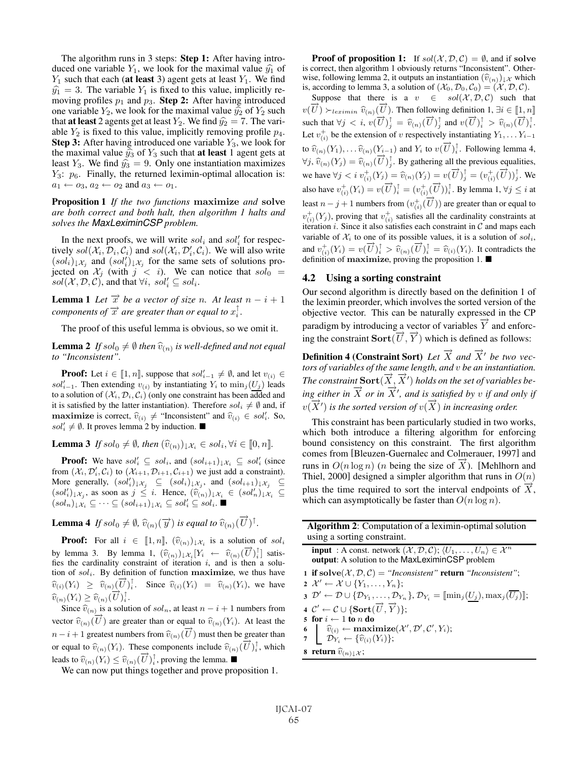The algorithm runs in 3 steps: **Step 1:** After having introduced one variable $Y_1$, we look for the maximal value $\widehat{y_1}$ of $Y_1$ such that each (**at least** 3) agent gets at least $Y_1$. We find $\widehat{y_1} = 3$. The variable $Y_1$ is fixed to this value, implicitly removing profiles $p_1$ and $p_3$. **Step 2:** After having introduced one variable $Y_2$, we look for the maximal value $\widehat{y_2}$ of $Y_2$ such that **at least** 2 agents get at least $Y_2$. We find $\widehat{y_2} = 7$. The variable $Y_2$ is fixed to this value, implicitly removing profile $p_4$. **Step 3:** After having introduced one variable $Y_3$, we look for the maximal value $\widehat{y_3}$ of $Y_3$ such that **at least** 1 agent gets at least $Y_3$. We find $\widehat{y_3} = 9$. Only one instantiation maximizes $Y_3$: $p_6$. Finally, the returned leximin-optimal allocation is: $a_1 \leftarrow o_3$, $a_2 \leftarrow o_2$ and $a_3 \leftarrow o_1$.

**Proposition 1** *If the two functions* $\mathbf{maximize}$ *and* $\mathbf{solve}$ *are both correct and both halt, then algorithm 1 halts and solves the* MaxLeximinCSP *problem.*

In the next proofs, we will write $sol_i$ and $sol'_i$ for respectively $sol(\mathcal{X}_i, \mathcal{D}_i, \mathcal{C}_i)$ and $sol(\mathcal{X}_i, \mathcal{D}'_i, \mathcal{C}_i)$. We will also write $(sol_i)_{\downarrow \mathcal{X}_j}$ and $(sol'_i)_{\downarrow \mathcal{X}_j}$ for the same sets of solutions projected on $\mathcal{X}_j$ (with $j < i$). We can notice that $sol_0 = sol(\mathcal{X}, \mathcal{D}, \mathcal{C})$, and that $\forall i,\ sol'_i \subseteq sol_i$.

**Lemma 1** *Let $\overrightarrow{x}$ be a vector of size $n$. At least $n - i + 1$ components of $\overrightarrow{x}$ are greater than or equal to $x^{\uparrow}_i$.*

The proof of this useful lemma is obvious, so we omit it.

**Lemma 2** *If $sol_0 \neq \emptyset$ then $\widehat{v}_{(n)}$ is well-defined and not equal to "Inconsistent".*

**Proof:** Let $i \in [\![1, n]\!]$, suppose that $sol'_{i-1} \neq \emptyset$, and let $v_{(i)} \in sol'_{i-1}$. Then extending $v_{(i)}$ by instantiating $Y_i$ to $\min_j(\underline{U_j})$ leads to a solution of $(\mathcal{X}_i, \mathcal{D}_i, \mathcal{C}_i)$ (only one constraint has been added and it is satisfied by the latter instantiation). Therefore $sol_i \neq \emptyset$ and, if $\mathbf{maximize}$ is correct, $\widehat{v}_{(i)} \neq$ "Inconsistent" and $\widehat{v}_{(i)} \in sol'_i$. So, $sol'_i \neq \emptyset$. It proves lemma 2 by induction. ■

**Lemma 3** *If $sol_0 \neq \emptyset$, then $(\widehat{v}_{(n)})_{\downarrow \mathcal{X}_i} \in sol_i, \forall i \in [\![0, n]\!]$.*

**Proof:** We have $sol'_i \subseteq sol_i$, and $(sol_{i+1})_{\downarrow \mathcal{X}_i} \subseteq sol'_i$ (since from $(\mathcal{X}_i, \mathcal{D}'_i, \mathcal{C}_i)$ to $(\mathcal{X}_{i+1}, \mathcal{D}_{i+1}, \mathcal{C}_{i+1})$ we just add a constraint). More generally, $(sol'_i)_{\downarrow \mathcal{X}_j} \subseteq (sol_i)_{\downarrow \mathcal{X}_j}$, and $(sol_{i+1})_{\downarrow \mathcal{X}_j} \subseteq (sol'_i)_{\downarrow \mathcal{X}_j}$, as soon as $j \leq i$. Hence, $(\widehat{v}_{(n)})_{\downarrow \mathcal{X}_i} \in (sol'_n)_{\downarrow \mathcal{X}_i} \subseteq (sol_n)_{\downarrow \mathcal{X}_i} \subseteq \cdots \subseteq (sol_{i+1})_{\downarrow \mathcal{X}_i} \subseteq sol'_i \subseteq sol_i$. ■

**Lemma 4** *If $sol_0 \neq \emptyset$, $\widehat{v}_{(n)}(\overrightarrow{y})$ is equal to $\widehat{v}_{(n)}(\overrightarrow{U})^{\uparrow}$.*

**Proof:** For all $i \in [\![1, n]\!]$, $(\widehat{v}_{(n)})_{\downarrow \mathcal{X}_i}$ is a solution of $sol_i$ by lemma 3. By lemma 1, $(\widehat{v}_{(n)})_{\downarrow \mathcal{X}_i}[Y_i \leftarrow \widehat{v}_{(n)}(\overrightarrow{U})^{\uparrow}_i]$ satisfies the cardinality constraint of iteration $i$, and is then a solution of $sol_i$. By definition of function $\mathbf{maximize}$, we thus have $\widehat{v}_{(i)}(Y_i) \geq \widehat{v}_{(n)}(\overrightarrow{U})^{\uparrow}_i$. Since $\widehat{v}_{(i)}(Y_i) = \widehat{v}_{(n)}(Y_i)$, we have $\widehat{v}_{(n)}(Y_i) \geq \widehat{v}_{(n)}(\overrightarrow{U})^{\uparrow}_i$.

Since $\widehat{v}_{(n)}$ is a solution of $sol_n$, at least $n - i + 1$ numbers from vector $\widehat{v}_{(n)}(\overrightarrow{U})$ are greater than or equal to $\widehat{v}_{(n)}(Y_i)$. At least the $n - i + 1$ greatest numbers from $\widehat{v}_{(n)}(\overrightarrow{U})$ must then be greater than or equal to $\widehat{v}_{(n)}(Y_i)$. These components include $\widehat{v}_{(n)}(\overrightarrow{U})^{\uparrow}_i$, which leads to $\widehat{v}_{(n)}(Y_i) \leq \widehat{v}_{(n)}(\overrightarrow{U})^{\uparrow}_i$, proving the lemma. ■

We can now put things together and prove proposition 1.

**Proof of proposition 1:** If $sol(\mathcal{X}, \mathcal{D}, \mathcal{C}) = \emptyset$, and if $\mathbf{solve}$ is correct, then algorithm 1 obviously returns "Inconsistent". Otherwise, following lemma 2, it outputs an instantiation $(\widehat{v}_{(n)})_{\downarrow \mathcal{X}}$ which is, according to lemma 3, a solution of $(\mathcal{X}_0, \mathcal{D}_0, \mathcal{C}_0) = (\mathcal{X}, \mathcal{D}, \mathcal{C})$.

Suppose that there is a $v \in sol(\mathcal{X}, \mathcal{D}, \mathcal{C})$ such that $v(\overrightarrow{U}) \succ_{leximin} \widehat{v}_{(n)}(\overrightarrow{U})$. Then following definition 1, $\exists i \in [\![1, n]\!]$ such that $\forall j < i,\ v(\overrightarrow{U})^{\uparrow}_j = \widehat{v}_{(n)}(\overrightarrow{U})^{\uparrow}_j$ and $v(\overrightarrow{U})^{\uparrow}_i > \widehat{v}_{(n)}(\overrightarrow{U})^{\uparrow}_i$. Let $v^+_{(i)}$ be the extension of $v$ respectively instantiating $Y_1, \ldots Y_{i-1}$ to $\widehat{v}_{(n)}(Y_1), \ldots \widehat{v}_{(n)}(Y_{i-1})$ and $Y_i$ to $v(\overrightarrow{U})^{\uparrow}_i$. Following lemma 4, $\forall j, \widehat{v}_{(n)}(Y_j) = \widehat{v}_{(n)}(\overrightarrow{U})^{\uparrow}_j$. By gathering all the previous equalities, we have $\forall j < i\ v^+_{(i)}(Y_j) = \widehat{v}_{(n)}(Y_j) = v(\overrightarrow{U})^{\uparrow}_j = (v^+_{(i)}(\overrightarrow{U}))^{\uparrow}_j$. We also have $v^+_{(i)}(Y_i) = v(\overrightarrow{U})^{\uparrow}_i = (v^+_{(i)}(\overrightarrow{U}))^{\uparrow}_i$. By lemma 1, $\forall j \leq i$ at least $n - j + 1$ numbers from $(v^+_{(i)}(\overrightarrow{U}))$ are greater than or equal to $v^+_{(i)}(Y_j)$, proving that $v^+_{(i)}$ satisfies all the cardinality constraints at iteration $i$. Since it also satisfies each constraint in $\mathcal{C}$ and maps each variable of $\mathcal{X}_i$ to one of its possible values, it is a solution of $sol_i$, and $v^+_{(i)}(Y_i) = v(\overrightarrow{U})^{\uparrow}_i > \widehat{v}_{(n)}(\overrightarrow{U})^{\uparrow}_i = \widehat{v}_{(i)}(Y_i)$. It contradicts the definition of $\mathbf{maximize}$, proving the proposition 1. ■

### 4.2 Using a sorting constraint

Our second algorithm is directly based on the definition 1 of the leximin preorder, which involves the sorted version of the objective vector. This can be naturally expressed in the CP paradigm by introducing a vector of variables $\overrightarrow{Y}$ and enforcing the constraint $\mathbf{Sort}(\overrightarrow{U}, \overrightarrow{Y})$ which is defined as follows:

**Definition 4 (Constraint Sort)** *Let $\overrightarrow{X}$ and $\overrightarrow{X}'$ be two vectors of variables of the same length, and $v$ be an instantiation. The constraint $\mathbf{Sort}(\overrightarrow{X}, \overrightarrow{X}')$ holds on the set of variables being either in $\overrightarrow{X}$ or in $\overrightarrow{X}'$, and is satisfied by $v$ if and only if $v(\overrightarrow{X}')$ is the sorted version of $v(\overrightarrow{X})$ in increasing order.*

This constraint has been particularly studied in two works, which both introduce a filtering algorithm for enforcing bound consistency on this constraint. The first algorithm comes from [Bleuzen-Guernalec and Colmerauer, 1997] and runs in $O(n \log n)$ ($n$ being the size of $\overrightarrow{X}$). [Mehlhorn and Thiel, 2000] designed a simpler algorithm that runs in $O(n)$ plus the time required to sort the interval endpoints of $\overrightarrow{X}$, which can asymptotically be faster than $O(n \log n)$.

**Algorithm 2**: Computation of a leximin-optimal solution using a sorting constraint.

**input** : A const. network $(\mathcal{X}, \mathcal{D}, \mathcal{C})$; $\langle U_1, \ldots, U_n \rangle \in \mathcal{X}^n$
**output**: A solution to the MaxLeximinCSP problem

```
1 if solve(X, D, C) = "Inconsistent" return "Inconsistent";
2 X' ← X ∪ {Y_1, ..., Y_n};
3 D' ← D ∪ {D_{Y_1}, ..., D_{Y_n}}, D_{Y_i} = [[min_j(U_j_low), max_j(U_j_high)]];
4 C' ← C ∪ {Sort(U, Y)};
5 for i ← 1 to n do
6     v̂_(i) ← maximize(X', D', C', Y_i);
7     D_{Y_i} ← {v̂_(i)(Y_i)};
8 return v̂_(n)↓X;
```

Line 3 in full notation: $\mathcal{D}' \leftarrow \mathcal{D} \cup \{\mathcal{D}_{Y_1}, \ldots, \mathcal{D}_{Y_n}\}$, $\mathcal{D}_{Y_i} = [\![\min_j(\underline{U_j}), \max_j(\overline{U_j})]\!]$.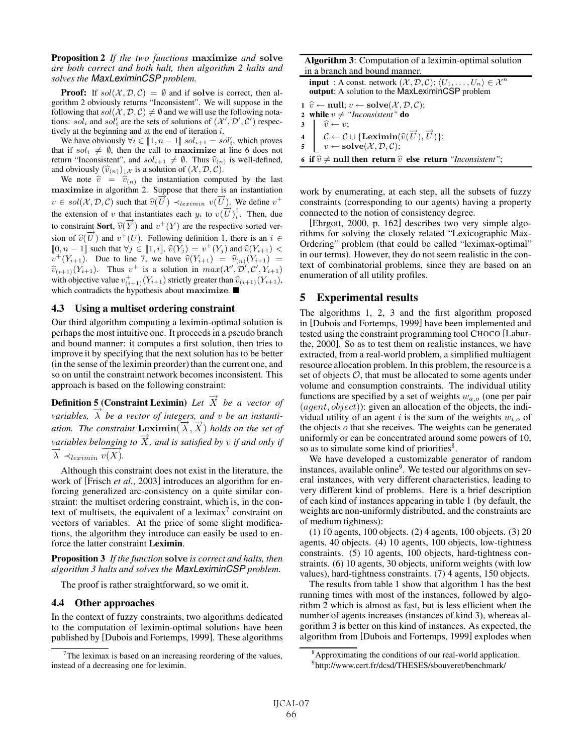**Proposition 2** *If the two functions* **maximize** *and* **solve** *are both correct and both halt, then algorithm 2 halts and solves the* MaxLeximinCSP *problem.*

**Proof:** If $sol(\mathcal{X}, \mathcal{D}, \mathcal{C}) = \emptyset$ and if **solve** is correct, then algorithm 2 obviously returns "Inconsistent". We will suppose in the following that $sol(\mathcal{X}, \mathcal{D}, \mathcal{C}) \neq \emptyset$ and we will use the following notations: $sol_i$ and $sol'_i$ are the sets of solutions of $(\mathcal{X}', \mathcal{D}', \mathcal{C}')$ respectively at the beginning and at the end of iteration $i$.

We have obviously $\forall i \in [\![1, n-1]\!]\ sol_{i+1} = sol'_i$, which proves that if $sol_i \neq \emptyset$, then the call to **maximize** at line 6 does not return "Inconsistent", and $sol_{i+1} \neq \emptyset$. Thus $\widehat{v}_{(n)}$ is well-defined, and obviously $(\widehat{v}_{(n)})_{\downarrow\mathcal{X}}$ is a solution of $(\mathcal{X}, \mathcal{D}, \mathcal{C})$.

We note $\widehat{v} = \widehat{v}_{(n)}$ the instantiation computed by the last **maximize** in algorithm 2. Suppose that there is an instantiation $v \in sol(\mathcal{X}, \mathcal{D}, \mathcal{C})$ such that $\widehat{v}(\overrightarrow{U}) \prec_{leximin} v(\overrightarrow{U})$. We define $v^+$ the extension of $v$ that instantiates each $y_i$ to $v(\overrightarrow{U})^{\uparrow}_i$. Then, due to constraint **Sort**, $\widehat{v}(\overrightarrow{Y})$ and $v^+(Y)$ are the respective sorted version of $\widehat{v}(\overrightarrow{U})$ and $v^+(U)$. Following definition 1, there is an $i \in [\![0, n-1]\!]$ such that $\forall j \in [\![1, i]\!]$, $\widehat{v}(Y_j) = v^+(Y_j)$ and $\widehat{v}(Y_{i+1}) < v^+(Y_{i+1})$. Due to line 7, we have $\widehat{v}(Y_{i+1}) = \widehat{v}_{(n)}(Y_{i+1}) = \widehat{v}_{(i+1)}(Y_{i+1})$. Thus $v^+$ is a solution in $max(\mathcal{X}', \mathcal{D}', \mathcal{C}', Y_{i+1})$ with objective value $v^+_{(i+1)}(Y_{i+1})$ strictly greater than $\widehat{v}_{(i+1)}(Y_{i+1})$, which contradicts the hypothesis about **maximize**. ■

### 4.3 Using a multiset ordering constraint

Our third algorithm computing a leximin-optimal solution is perhaps the most intuitive one. It proceeds in a pseudo branch and bound manner: it computes a first solution, then tries to improve it by specifying that the next solution has to be better (in the sense of the leximin preorder) than the current one, and so on until the constraint network becomes inconsistent. This approach is based on the following constraint:

**Definition 5 (Constraint Leximin)** *Let $\overrightarrow{X}$ be a vector of variables, $\overrightarrow{\lambda}$ be a vector of integers, and $v$ be an instantiation. The constraint* $\mathbf{Leximin}(\overrightarrow{\lambda}, \overrightarrow{X})$ *holds on the set of variables belonging to $\overrightarrow{X}$, and is satisfied by $v$ if and only if $\overrightarrow{\lambda} \prec_{leximin} \overrightarrow{v(X)}$.*

Although this constraint does not exist in the literature, the work of [Frisch *et al.*, 2003] introduces an algorithm for enforcing generalized arc-consistency on a quite similar constraint: the multiset ordering constraint, which is, in the context of multisets, the equivalent of a leximax[7] constraint on vectors of variables. At the price of some slight modifications, the algorithm they introduce can easily be used to enforce the latter constraint **Leximin**.

**Proposition 3** *If the function* **solve** *is correct and halts, then algorithm 3 halts and solves the* MaxLeximinCSP *problem.*

The proof is rather straightforward, so we omit it.

### 4.4 Other approaches

In the context of fuzzy constraints, two algorithms dedicated to the computation of leximin-optimal solutions have been published by [Dubois and Fortemps, 1999]. These algorithms work by enumerating, at each step, all the subsets of fuzzy constraints (corresponding to our agents) having a property connected to the notion of consistency degree.

[Ehrgott, 2000, p. 162] describes two very simple algorithms for solving the closely related "Lexicographic Max-Ordering" problem (that could be called "leximax-optimal" in our terms). However, they do not seem realistic in the context of combinatorial problems, since they are based on an enumeration of all utility profiles.

[7] The leximax is based on an increasing reordering of the values, instead of a decreasing one for leximin.

**Algorithm 3**: Computation of a leximin-optimal solution in a branch and bound manner.

**input** : A const. network $(\mathcal{X}, \mathcal{D}, \mathcal{C})$; $\langle U_1, \ldots, U_n \rangle \in \mathcal{X}^n$
**output**: A solution to the MaxLeximinCSP problem

```
1 v̂ ← null; v ← solve(X, D, C);
2 while v ≠ "Inconsistent" do
3     v̂ ← v;
4     C ← C ∪ {Leximin(v̂(U), U)};
5     v ← solve(X, D, C);
6 if v̂ ≠ null then return v̂ else return "Inconsistent";
```

## 5 Experimental results

The algorithms 1, 2, 3 and the first algorithm proposed in [Dubois and Fortemps, 1999] have been implemented and tested using the constraint programming tool CHOCO [Laburthe, 2000]. So as to test them on realistic instances, we have extracted, from a real-world problem, a simplified multiagent resource allocation problem. In this problem, the resource is a set of objects $\mathcal{O}$, that must be allocated to some agents under volume and consumption constraints. The individual utility functions are specified by a set of weights $w_{a,o}$ (one per pair $(agent, object)$): given an allocation of the objects, the individual utility of an agent $i$ is the sum of the weights $w_{i,o}$ of the objects $o$ that she receives. The weights can be generated uniformly or can be concentrated around some powers of 10, so as to simulate some kind of priorities[8].

We have developed a customizable generator of random instances, available online[9]. We tested our algorithms on several instances, with very different characteristics, leading to very different kind of problems. Here is a brief description of each kind of instances appearing in table 1 (by default, the weights are non-uniformly distributed, and the constraints are of medium tightness):

(1) 10 agents, 100 objects. (2) 4 agents, 100 objects. (3) 20 agents, 40 objects. (4) 10 agents, 100 objects, low-tightness constraints. (5) 10 agents, 100 objects, hard-tightness constraints. (6) 10 agents, 30 objects, uniform weights (with low values), hard-tightness constraints. (7) 4 agents, 150 objects.

The results from table 1 show that algorithm 1 has the best running times with most of the instances, followed by algorithm 2 which is almost as fast, but is less efficient when the number of agents increases (instances of kind 3), whereas algorithm 3 is better on this kind of instances. As expected, the algorithm from [Dubois and Fortemps, 1999] explodes when

[8] Approximating the conditions of our real-world application.

[9] http://www.cert.fr/dcsd/THESES/sbouveret/benchmark/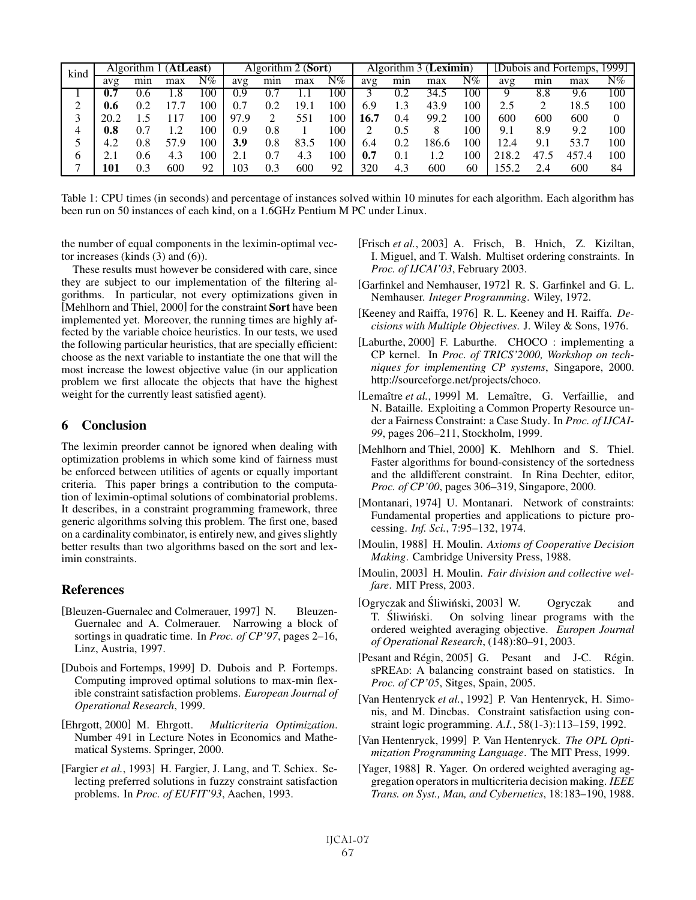| kind | Algorithm 1 (**AtLeast**) | | | | Algorithm 2 (**Sort**) | | | | Algorithm 3 (**Leximin**) | | | | [Dubois and Fortemps, 1999] | | | |
|---|---|---|---|---|---|---|---|---|---|---|---|---|---|---|---|---|
| | avg | min | max | N% | avg | min | max | N% | avg | min | max | N% | avg | min | max | N% |
| 1 | **0.7** | 0.6 | 1.8 | 100 | 0.9 | 0.7 | 1.1 | 100 | 3 | 0.2 | 34.5 | 100 | 9 | 8.8 | 9.6 | 100 |
| 2 | **0.6** | 0.2 | 17.7 | 100 | 0.7 | 0.2 | 19.1 | 100 | 6.9 | 1.3 | 43.9 | 100 | 2.5 | 2 | 18.5 | 100 |
| 3 | 20.2 | 1.5 | 117 | 100 | 97.9 | 2 | 551 | 100 | **16.7** | 0.4 | 99.2 | 100 | 600 | 600 | 600 | 0 |
| 4 | **0.8** | 0.7 | 1.2 | 100 | 0.9 | 0.8 | 1 | 100 | 2 | 0.5 | 8 | 100 | 9.1 | 8.9 | 9.2 | 100 |
| 5 | 4.2 | 0.8 | 57.9 | 100 | **3.9** | 0.8 | 83.5 | 100 | 6.4 | 0.2 | 186.6 | 100 | 12.4 | 9.1 | 53.7 | 100 |
| 6 | 2.1 | 0.6 | 4.3 | 100 | 2.1 | 0.7 | 4.3 | 100 | **0.7** | 0.1 | 1.2 | 100 | 218.2 | 47.5 | 457.4 | 100 |
| 7 | **101** | 0.3 | 600 | 92 | 103 | 0.3 | 600 | 92 | 320 | 4.3 | 600 | 60 | 155.2 | 2.4 | 600 | 84 |

Table 1: CPU times (in seconds) and percentage of instances solved within 10 minutes for each algorithm. Each algorithm has been run on 50 instances of each kind, on a 1.6GHz Pentium M PC under Linux.

the number of equal components in the leximin-optimal vector increases (kinds (3) and (6)).

These results must however be considered with care, since they are subject to our implementation of the filtering algorithms. In particular, not every optimizations given in [Mehlhorn and Thiel, 2000] for the constraint **Sort** have been implemented yet. Moreover, the running times are highly affected by the variable choice heuristics. In our tests, we used the following particular heuristics, that are specially efficient: choose as the next variable to instantiate the one that will the most increase the lowest objective value (in our application problem we first allocate the objects that have the highest weight for the currently least satisfied agent).

## 6 Conclusion

The leximin preorder cannot be ignored when dealing with optimization problems in which some kind of fairness must be enforced between utilities of agents or equally important criteria. This paper brings a contribution to the computation of leximin-optimal solutions of combinatorial problems. It describes, in a constraint programming framework, three generic algorithms solving this problem. The first one, based on a cardinality combinator, is entirely new, and gives slightly better results than two algorithms based on the sort and leximin constraints.

## References

[Bleuzen-Guernalec and Colmerauer, 1997] N. Bleuzen-Guernalec and A. Colmerauer. Narrowing a block of sortings in quadratic time. In *Proc. of CP'97*, pages 2–16, Linz, Austria, 1997.

[Dubois and Fortemps, 1999] D. Dubois and P. Fortemps. Computing improved optimal solutions to max-min flexible constraint satisfaction problems. *European Journal of Operational Research*, 1999.

[Ehrgott, 2000] M. Ehrgott. *Multicriteria Optimization*. Number 491 in Lecture Notes in Economics and Mathematical Systems. Springer, 2000.

[Fargier *et al.*, 1993] H. Fargier, J. Lang, and T. Schiex. Selecting preferred solutions in fuzzy constraint satisfaction problems. In *Proc. of EUFIT'93*, Aachen, 1993.

[Frisch *et al.*, 2003] A. Frisch, B. Hnich, Z. Kiziltan, I. Miguel, and T. Walsh. Multiset ordering constraints. In *Proc. of IJCAI'03*, February 2003.

[Garfinkel and Nemhauser, 1972] R. S. Garfinkel and G. L. Nemhauser. *Integer Programming*. Wiley, 1972.

[Keeney and Raiffa, 1976] R. L. Keeney and H. Raiffa. *Decisions with Multiple Objectives*. J. Wiley & Sons, 1976.

[Laburthe, 2000] F. Laburthe. CHOCO : implementing a CP kernel. In *Proc. of TRICS'2000, Workshop on techniques for implementing CP systems*, Singapore, 2000. http://sourceforge.net/projects/choco.

[Lemaître *et al.*, 1999] M. Lemaître, G. Verfaillie, and N. Bataille. Exploiting a Common Property Resource under a Fairness Constraint: a Case Study. In *Proc. of IJCAI-99*, pages 206–211, Stockholm, 1999.

[Mehlhorn and Thiel, 2000] K. Mehlhorn and S. Thiel. Faster algorithms for bound-consistency of the sortedness and the alldifferent constraint. In Rina Dechter, editor, *Proc. of CP'00*, pages 306–319, Singapore, 2000.

[Montanari, 1974] U. Montanari. Network of constraints: Fundamental properties and applications to picture processing. *Inf. Sci.*, 7:95–132, 1974.

[Moulin, 1988] H. Moulin. *Axioms of Cooperative Decision Making*. Cambridge University Press, 1988.

[Moulin, 2003] H. Moulin. *Fair division and collective welfare*. MIT Press, 2003.

[Ogryczak and Śliwiński, 2003] W. Ogryczak and T. Śliwiński. On solving linear programs with the ordered weighted averaging objective. *Europen Journal of Operational Research*, (148):80–91, 2003.

[Pesant and Régin, 2005] G. Pesant and J-C. Régin. SPREAD: A balancing constraint based on statistics. In *Proc. of CP'05*, Sitges, Spain, 2005.

[Van Hentenryck *et al.*, 1992] P. Van Hentenryck, H. Simonis, and M. Dincbas. Constraint satisfaction using constraint logic programming. *A.I.*, 58(1-3):113–159, 1992.

[Van Hentenryck, 1999] P. Van Hentenryck. *The OPL Optimization Programming Language*. The MIT Press, 1999.

[Yager, 1988] R. Yager. On ordered weighted averaging aggregation operators in multicriteria decision making. *IEEE Trans. on Syst., Man, and Cybernetics*, 18:183–190, 1988.